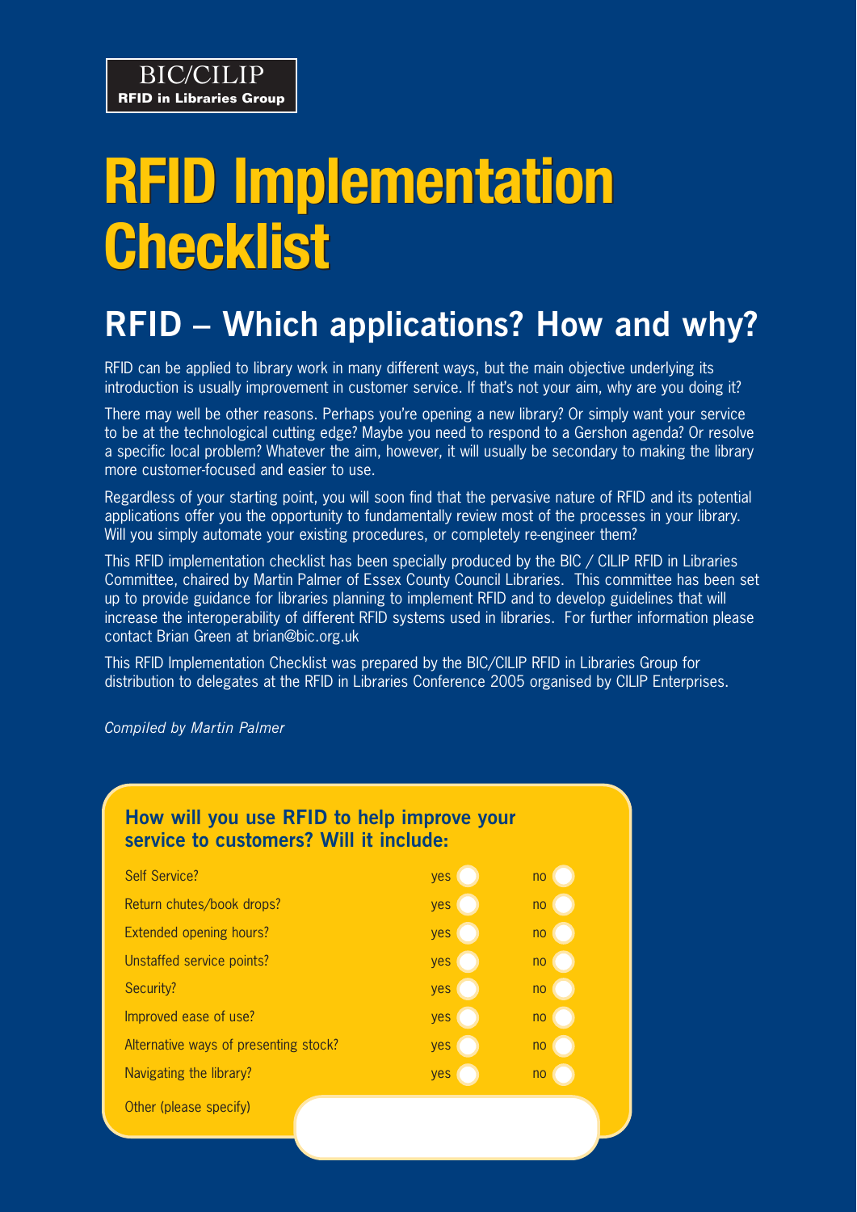BIC/CILIP
**RFID in Libraries Group**

# RFID Implementation Checklist

## RFID – Which applications? How and why?

RFID can be applied to library work in many different ways, but the main objective underlying its introduction is usually improvement in customer service. If that's not your aim, why are you doing it?

There may well be other reasons. Perhaps you're opening a new library? Or simply want your service to be at the technological cutting edge? Maybe you need to respond to a Gershon agenda? Or resolve a specific local problem? Whatever the aim, however, it will usually be secondary to making the library more customer-focused and easier to use.

Regardless of your starting point, you will soon find that the pervasive nature of RFID and its potential applications offer you the opportunity to fundamentally review most of the processes in your library. Will you simply automate your existing procedures, or completely re-engineer them?

This RFID implementation checklist has been specially produced by the BIC / CILIP RFID in Libraries Committee, chaired by Martin Palmer of Essex County Council Libraries. This committee has been set up to provide guidance for libraries planning to implement RFID and to develop guidelines that will increase the interoperability of different RFID systems used in libraries. For further information please contact Brian Green at brian@bic.org.uk

This RFID Implementation Checklist was prepared by the BIC/CILIP RFID in Libraries Group for distribution to delegates at the RFID in Libraries Conference 2005 organised by CILIP Enterprises.

*Compiled by Martin Palmer*

### How will you use RFID to help improve your service to customers? Will it include:

| | | |
|---|---|---|
| Self Service? | yes ○ | no ○ |
| Return chutes/book drops? | yes ○ | no ○ |
| Extended opening hours? | yes ○ | no ○ |
| Unstaffed service points? | yes ○ | no ○ |
| Security? | yes ○ | no ○ |
| Improved ease of use? | yes ○ | no ○ |
| Alternative ways of presenting stock? | yes ○ | no ○ |
| Navigating the library? | yes ○ | no ○ |

Other (please specify)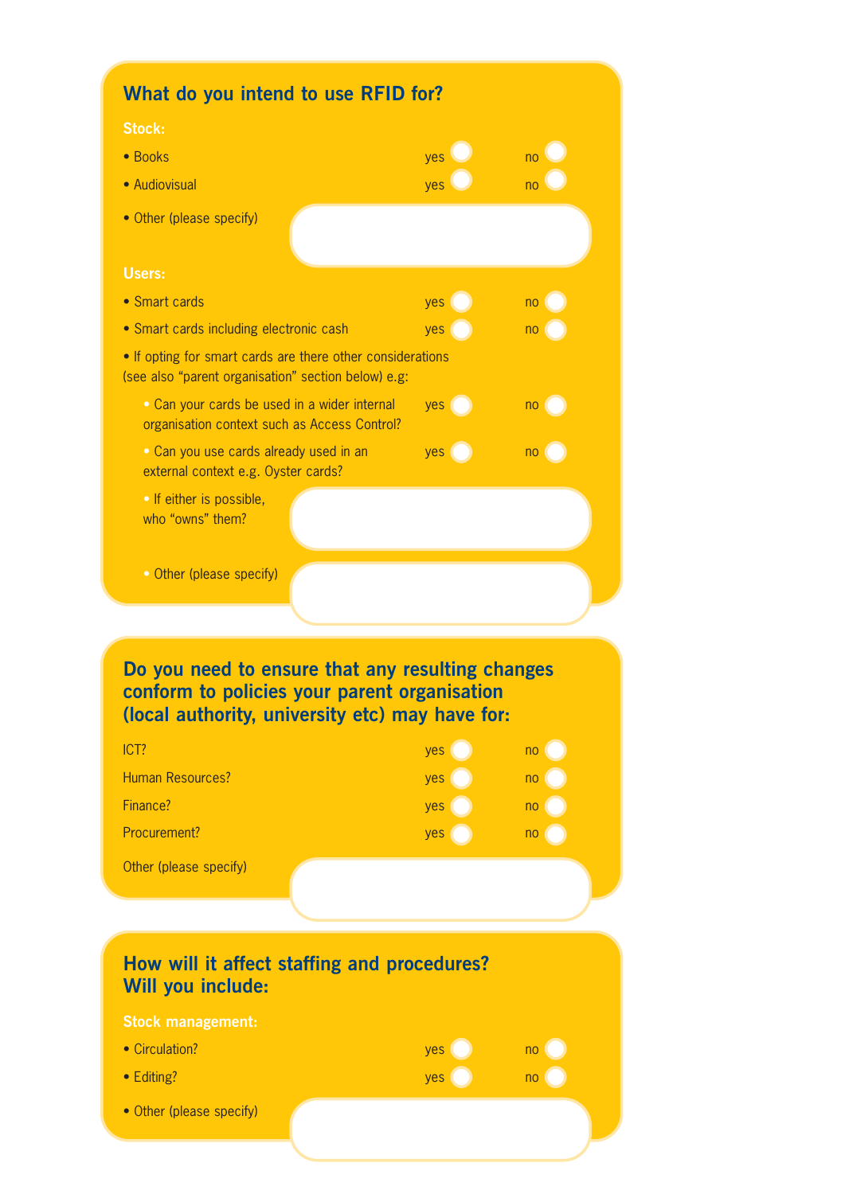## What do you intend to use RFID for?

**Stock:**

- Books — yes ○ no ○
- Audiovisual — yes ○ no ○
- Other (please specify)

**Users:**

- Smart cards — yes ○ no ○
- Smart cards including electronic cash — yes ○ no ○
- If opting for smart cards are there other considerations (see also "parent organisation" section below) e.g:
  - Can your cards be used in a wider internal organisation context such as Access Control? — yes ○ no ○
  - Can you use cards already used in an external context e.g. Oyster cards? — yes ○ no ○
  - If either is possible, who "owns" them?
  - Other (please specify)

## Do you need to ensure that any resulting changes conform to policies your parent organisation (local authority, university etc) may have for:

ICT? — yes ○ no ○

Human Resources? — yes ○ no ○

Finance? — yes ○ no ○

Procurement? — yes ○ no ○

Other (please specify)

## How will it affect staffing and procedures? Will you include:

**Stock management:**

- Circulation? — yes ○ no ○
- Editing? — yes ○ no ○
- Other (please specify)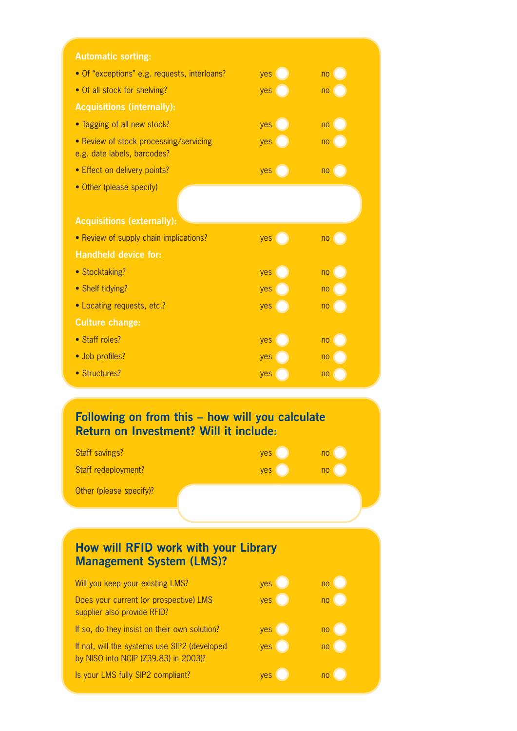**Automatic sorting:**

- Of "exceptions" e.g. requests, interloans? yes ◯ no ◯
- Of all stock for shelving? yes ◯ no ◯

**Acquisitions (internally):**

- Tagging of all new stock? yes ◯ no ◯
- Review of stock processing/servicing e.g. date labels, barcodes? yes ◯ no ◯
- Effect on delivery points? yes ◯ no ◯
- Other (please specify)

**Acquisitions (externally):**

- Review of supply chain implications? yes ◯ no ◯

**Handheld device for:**

- Stocktaking? yes ◯ no ◯
- Shelf tidying? yes ◯ no ◯
- Locating requests, etc.? yes ◯ no ◯

**Culture change:**

- Staff roles? yes ◯ no ◯
- Job profiles? yes ◯ no ◯
- Structures? yes ◯ no ◯

## Following on from this – how will you calculate Return on Investment? Will it include:

Staff savings? yes ◯ no ◯

Staff redeployment? yes ◯ no ◯

Other (please specify)?

## How will RFID work with your Library Management System (LMS)?

Will you keep your existing LMS? yes ◯ no ◯

Does your current (or prospective) LMS supplier also provide RFID? yes ◯ no ◯

If so, do they insist on their own solution? yes ◯ no ◯

If not, will the systems use SIP2 (developed by NISO into NCIP (Z39.83) in 2003)? yes ◯ no ◯

Is your LMS fully SIP2 compliant? yes ◯ no ◯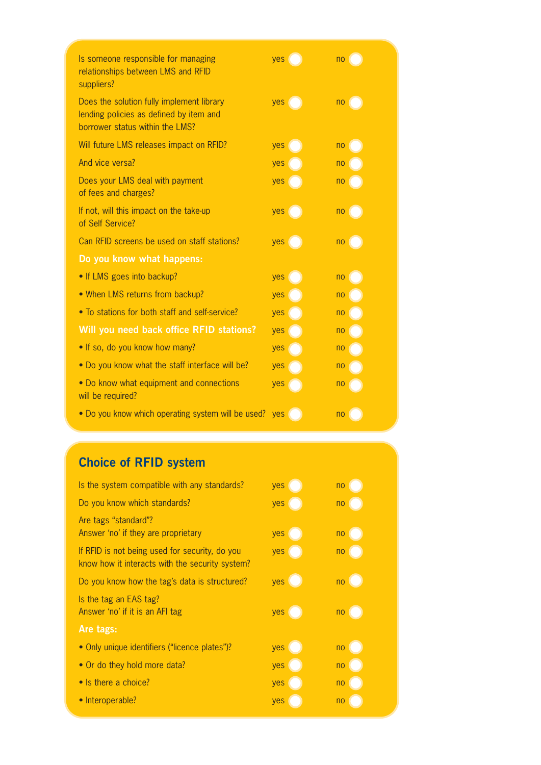| Question | yes | no |
|---|---|---|
| Is someone responsible for managing relationships between LMS and RFID suppliers? | yes ○ | no ○ |
| Does the solution fully implement library lending policies as defined by item and borrower status within the LMS? | yes ○ | no ○ |
| Will future LMS releases impact on RFID? | yes ○ | no ○ |
| And vice versa? | yes ○ | no ○ |
| Does your LMS deal with payment of fees and charges? | yes ○ | no ○ |
| If not, will this impact on the take-up of Self Service? | yes ○ | no ○ |
| Can RFID screens be used on staff stations? | yes ○ | no ○ |
| **Do you know what happens:** | | |
| • If LMS goes into backup? | yes ○ | no ○ |
| • When LMS returns from backup? | yes ○ | no ○ |
| • To stations for both staff and self-service? | yes ○ | no ○ |
| **Will you need back office RFID stations?** | yes ○ | no ○ |
| • If so, do you know how many? | yes ○ | no ○ |
| • Do you know what the staff interface will be? | yes ○ | no ○ |
| • Do know what equipment and connections will be required? | yes ○ | no ○ |
| • Do you know which operating system will be used? | yes ○ | no ○ |

## Choice of RFID system

| Question | yes | no |
|---|---|---|
| Is the system compatible with any standards? | yes ○ | no ○ |
| Do you know which standards? | yes ○ | no ○ |
| Are tags "standard"? Answer 'no' if they are proprietary | yes ○ | no ○ |
| If RFID is not being used for security, do you know how it interacts with the security system? | yes ○ | no ○ |
| Do you know how the tag's data is structured? | yes ○ | no ○ |
| Is the tag an EAS tag? Answer 'no' if it is an AFI tag | yes ○ | no ○ |
| **Are tags:** | | |
| • Only unique identifiers ("licence plates")? | yes ○ | no ○ |
| • Or do they hold more data? | yes ○ | no ○ |
| • Is there a choice? | yes ○ | no ○ |
| • Interoperable? | yes ○ | no ○ |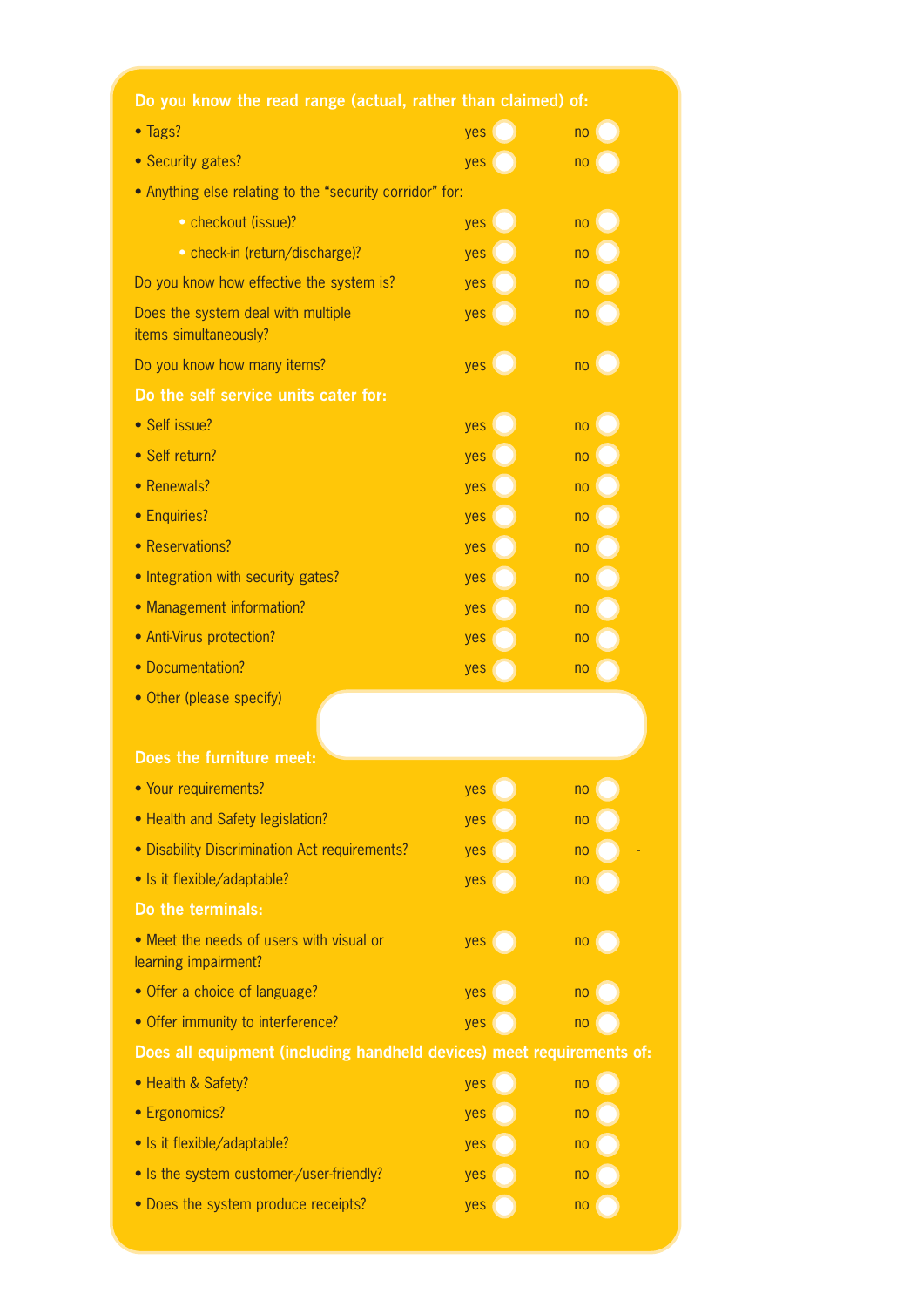**Do you know the read range (actual, rather than claimed) of:**

- Tags? yes ○ no ○
- Security gates? yes ○ no ○
- Anything else relating to the "security corridor" for:
  - checkout (issue)? yes ○ no ○
  - check-in (return/discharge)? yes ○ no ○

Do you know how effective the system is? yes ○ no ○

Does the system deal with multiple items simultaneously? yes ○ no ○

Do you know how many items? yes ○ no ○

**Do the self service units cater for:**

- Self issue? yes ○ no ○
- Self return? yes ○ no ○
- Renewals? yes ○ no ○
- Enquiries? yes ○ no ○
- Reservations? yes ○ no ○
- Integration with security gates? yes ○ no ○
- Management information? yes ○ no ○
- Anti-Virus protection? yes ○ no ○
- Documentation? yes ○ no ○
- Other (please specify)

**Does the furniture meet:**

- Your requirements? yes ○ no ○
- Health and Safety legislation? yes ○ no ○
- Disability Discrimination Act requirements? yes ○ no ○
- Is it flexible/adaptable? yes ○ no ○

**Do the terminals:**

- Meet the needs of users with visual or learning impairment? yes ○ no ○
- Offer a choice of language? yes ○ no ○
- Offer immunity to interference? yes ○ no ○

**Does all equipment (including handheld devices) meet requirements of:**

- Health & Safety? yes ○ no ○
- Ergonomics? yes ○ no ○
- Is it flexible/adaptable? yes ○ no ○
- Is the system customer-/user-friendly? yes ○ no ○
- Does the system produce receipts? yes ○ no ○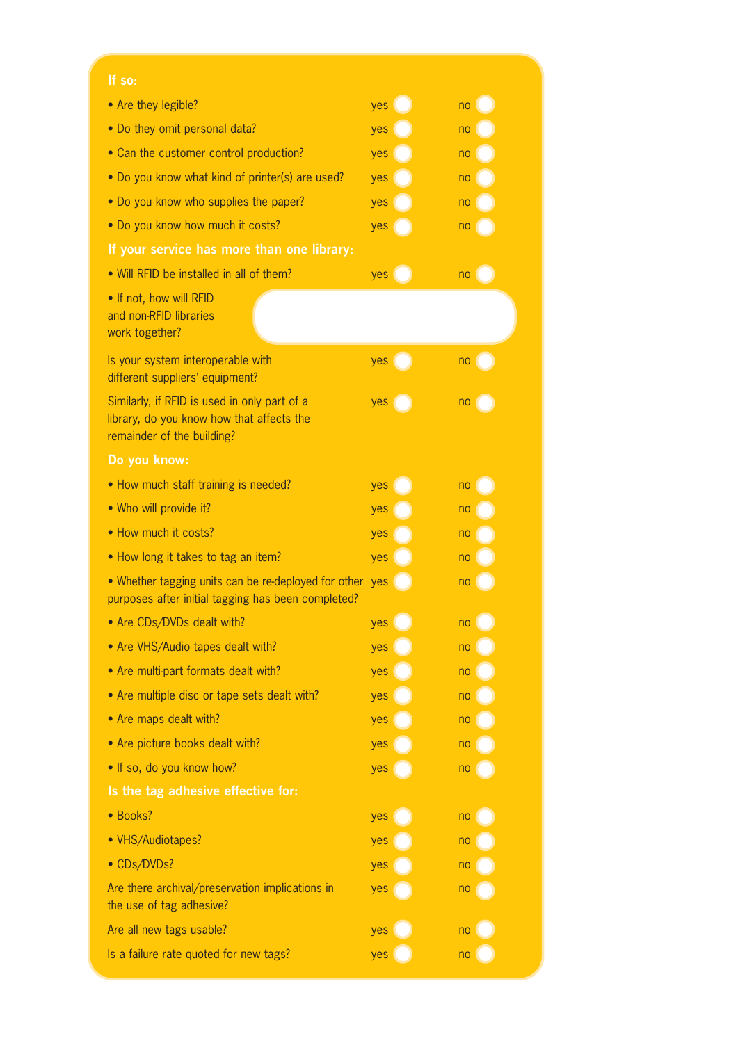**If so:**

- Are they legible? yes ○ no ○
- Do they omit personal data? yes ○ no ○
- Can the customer control production? yes ○ no ○
- Do you know what kind of printer(s) are used? yes ○ no ○
- Do you know who supplies the paper? yes ○ no ○
- Do you know how much it costs? yes ○ no ○

**If your service has more than one library:**

- Will RFID be installed in all of them? yes ○ no ○
- If not, how will RFID and non-RFID libraries work together?

Is your system interoperable with different suppliers' equipment? yes ○ no ○

Similarly, if RFID is used in only part of a library, do you know how that affects the remainder of the building? yes ○ no ○

**Do you know:**

- How much staff training is needed? yes ○ no ○
- Who will provide it? yes ○ no ○
- How much it costs? yes ○ no ○
- How long it takes to tag an item? yes ○ no ○
- Whether tagging units can be re-deployed for other purposes after initial tagging has been completed? yes ○ no ○
- Are CDs/DVDs dealt with? yes ○ no ○
- Are VHS/Audio tapes dealt with? yes ○ no ○
- Are multi-part formats dealt with? yes ○ no ○
- Are multiple disc or tape sets dealt with? yes ○ no ○
- Are maps dealt with? yes ○ no ○
- Are picture books dealt with? yes ○ no ○
- If so, do you know how? yes ○ no ○

**Is the tag adhesive effective for:**

- Books? yes ○ no ○
- VHS/Audiotapes? yes ○ no ○
- CDs/DVDs? yes ○ no ○

Are there archival/preservation implications in the use of tag adhesive? yes ○ no ○

Are all new tags usable? yes ○ no ○

Is a failure rate quoted for new tags? yes ○ no ○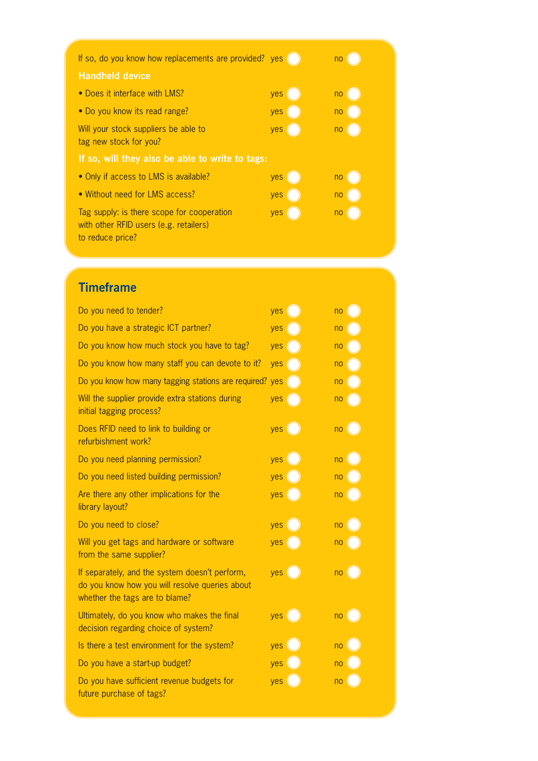| | | |
|---|---|---|
| If so, do you know how replacements are provided? | yes ○ | no ○ |

**Handheld device**

| | | |
|---|---|---|
| • Does it interface with LMS? | yes ○ | no ○ |
| • Do you know its read range? | yes ○ | no ○ |
| Will your stock suppliers be able to tag new stock for you? | yes ○ | no ○ |

**If so, will they also be able to write to tags:**

| | | |
|---|---|---|
| • Only if access to LMS is available? | yes ○ | no ○ |
| • Without need for LMS access? | yes ○ | no ○ |
| Tag supply: is there scope for cooperation with other RFID users (e.g. retailers) to reduce price? | yes ○ | no ○ |

## Timeframe

| | | |
|---|---|---|
| Do you need to tender? | yes ○ | no ○ |
| Do you have a strategic ICT partner? | yes ○ | no ○ |
| Do you know how much stock you have to tag? | yes ○ | no ○ |
| Do you know how many staff you can devote to it? | yes ○ | no ○ |
| Do you know how many tagging stations are required? | yes ○ | no ○ |
| Will the supplier provide extra stations during initial tagging process? | yes ○ | no ○ |
| Does RFID need to link to building or refurbishment work? | yes ○ | no ○ |
| Do you need planning permission? | yes ○ | no ○ |
| Do you need listed building permission? | yes ○ | no ○ |
| Are there any other implications for the library layout? | yes ○ | no ○ |
| Do you need to close? | yes ○ | no ○ |
| Will you get tags and hardware or software from the same supplier? | yes ○ | no ○ |
| If separately, and the system doesn't perform, do you know how you will resolve queries about whether the tags are to blame? | yes ○ | no ○ |
| Ultimately, do you know who makes the final decision regarding choice of system? | yes ○ | no ○ |
| Is there a test environment for the system? | yes ○ | no ○ |
| Do you have a start-up budget? | yes ○ | no ○ |
| Do you have sufficient revenue budgets for future purchase of tags? | yes ○ | no ○ |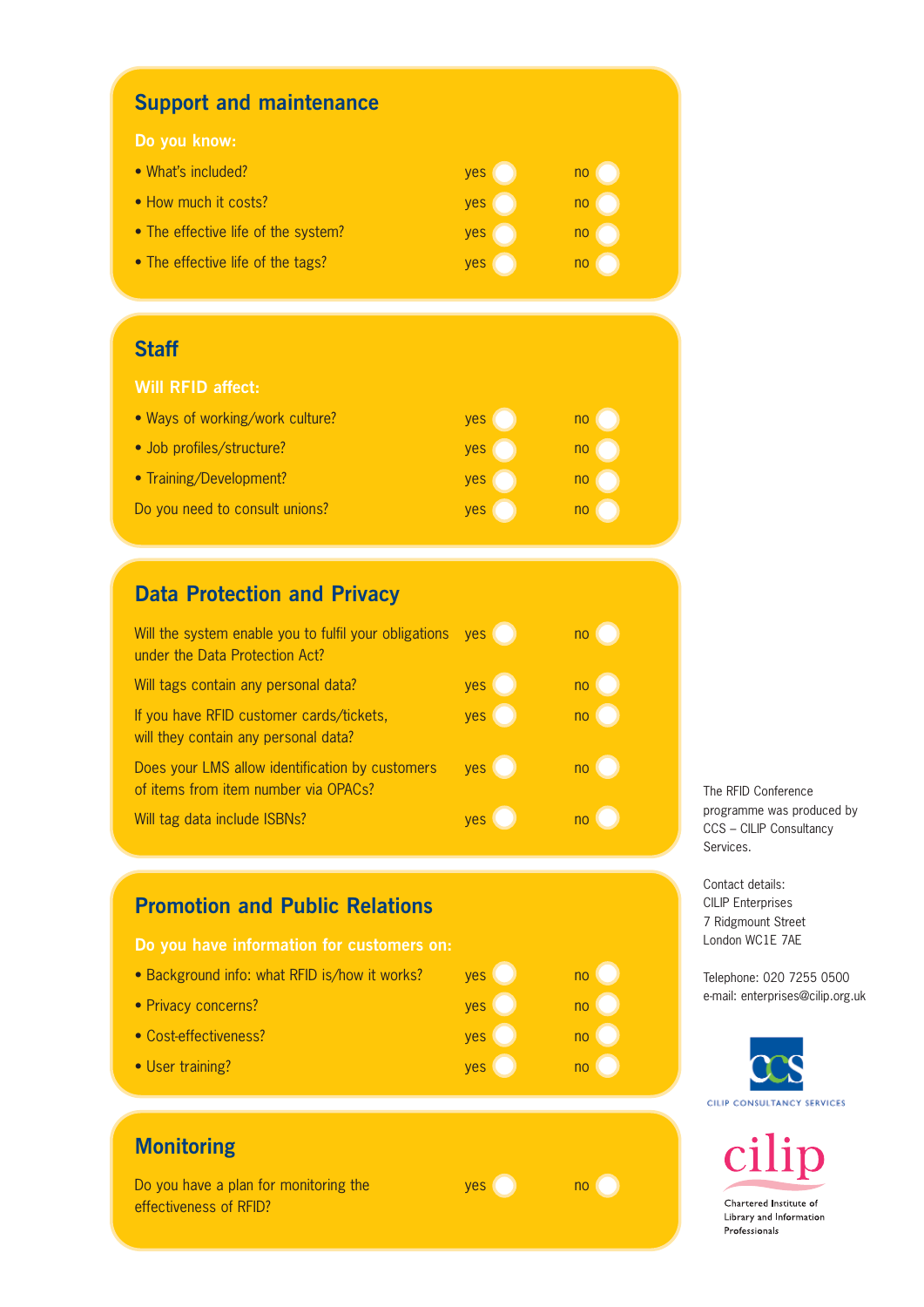## Support and maintenance

**Do you know:**

- What's included? yes ◯ no ◯
- How much it costs? yes ◯ no ◯
- The effective life of the system? yes ◯ no ◯
- The effective life of the tags? yes ◯ no ◯

## Staff

**Will RFID affect:**

- Ways of working/work culture? yes ◯ no ◯
- Job profiles/structure? yes ◯ no ◯
- Training/Development? yes ◯ no ◯

Do you need to consult unions? yes ◯ no ◯

## Data Protection and Privacy

Will the system enable you to fulfil your obligations under the Data Protection Act? yes ◯ no ◯

Will tags contain any personal data? yes ◯ no ◯

If you have RFID customer cards/tickets, will they contain any personal data? yes ◯ no ◯

Does your LMS allow identification by customers of items from item number via OPACs? yes ◯ no ◯

Will tag data include ISBNs? yes ◯ no ◯

## Promotion and Public Relations

**Do you have information for customers on:**

- Background info: what RFID is/how it works? yes ◯ no ◯
- Privacy concerns? yes ◯ no ◯
- Cost-effectiveness? yes ◯ no ◯
- User training? yes ◯ no ◯

## Monitoring

Do you have a plan for monitoring the effectiveness of RFID? yes ◯ no ◯

The RFID Conference programme was produced by CCS – CILIP Consultancy Services.

Contact details:
CILIP Enterprises
7 Ridgmount Street
London WC1E 7AE

Telephone: 020 7255 0500
e-mail: enterprises@cilip.org.uk

CCS
CILIP CONSULTANCY SERVICES

cilip
Chartered Institute of Library and Information Professionals